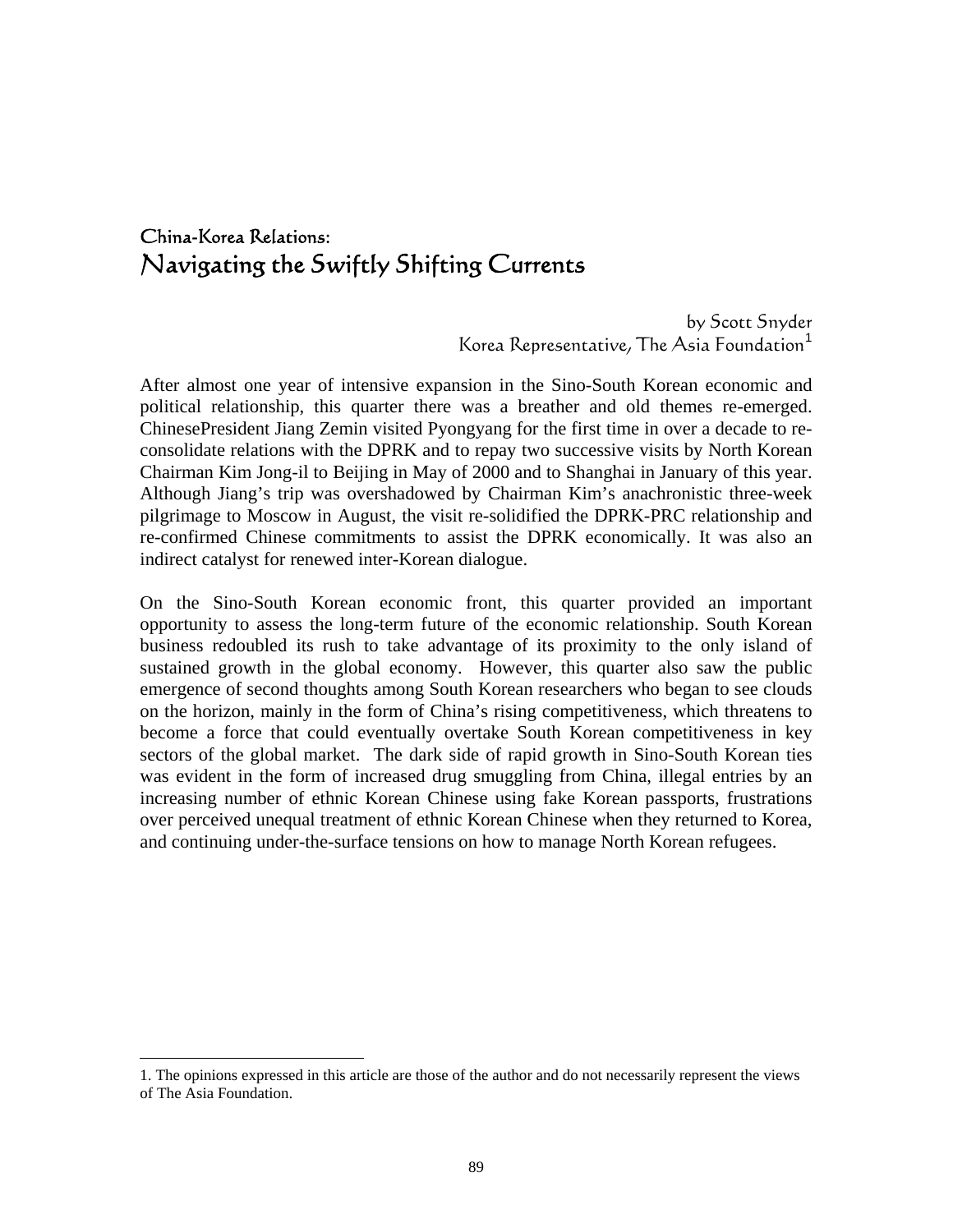# China-Korea Relations:
## Navigating the Swiftly Shifting Currents

by Scott Snyder
Korea Representative, The Asia Foundation[1]

After almost one year of intensive expansion in the Sino-South Korean economic and political relationship, this quarter there was a breather and old themes re-emerged. ChinesePresident Jiang Zemin visited Pyongyang for the first time in over a decade to re-consolidate relations with the DPRK and to repay two successive visits by North Korean Chairman Kim Jong-il to Beijing in May of 2000 and to Shanghai in January of this year. Although Jiang's trip was overshadowed by Chairman Kim's anachronistic three-week pilgrimage to Moscow in August, the visit re-solidified the DPRK-PRC relationship and re-confirmed Chinese commitments to assist the DPRK economically. It was also an indirect catalyst for renewed inter-Korean dialogue.

On the Sino-South Korean economic front, this quarter provided an important opportunity to assess the long-term future of the economic relationship. South Korean business redoubled its rush to take advantage of its proximity to the only island of sustained growth in the global economy. However, this quarter also saw the public emergence of second thoughts among South Korean researchers who began to see clouds on the horizon, mainly in the form of China's rising competitiveness, which threatens to become a force that could eventually overtake South Korean competitiveness in key sectors of the global market. The dark side of rapid growth in Sino-South Korean ties was evident in the form of increased drug smuggling from China, illegal entries by an increasing number of ethnic Korean Chinese using fake Korean passports, frustrations over perceived unequal treatment of ethnic Korean Chinese when they returned to Korea, and continuing under-the-surface tensions on how to manage North Korean refugees.

---

1. The opinions expressed in this article are those of the author and do not necessarily represent the views of The Asia Foundation.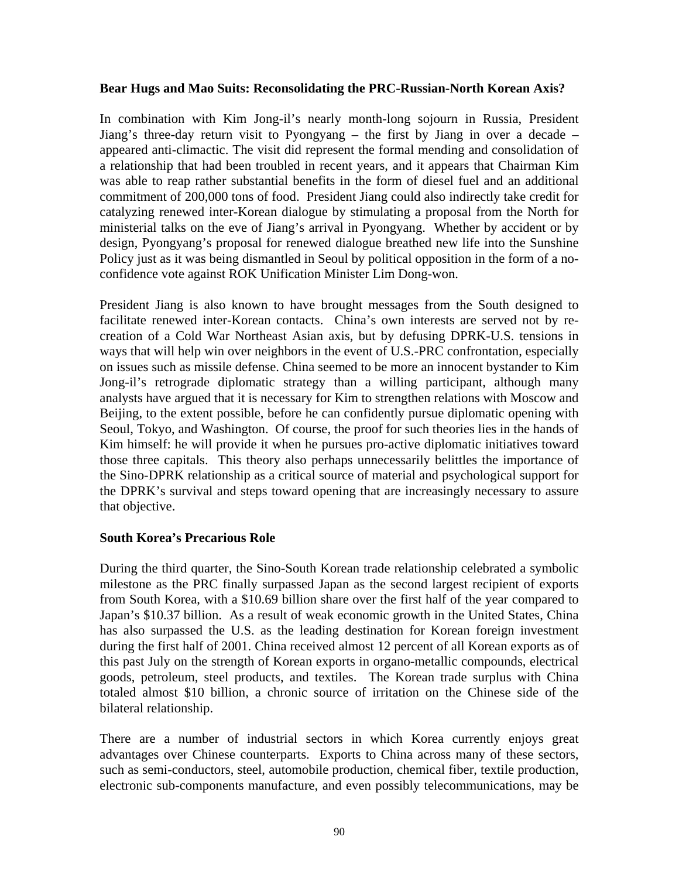**Bear Hugs and Mao Suits: Reconsolidating the PRC-Russian-North Korean Axis?**

In combination with Kim Jong-il's nearly month-long sojourn in Russia, President Jiang's three-day return visit to Pyongyang – the first by Jiang in over a decade – appeared anti-climactic. The visit did represent the formal mending and consolidation of a relationship that had been troubled in recent years, and it appears that Chairman Kim was able to reap rather substantial benefits in the form of diesel fuel and an additional commitment of 200,000 tons of food. President Jiang could also indirectly take credit for catalyzing renewed inter-Korean dialogue by stimulating a proposal from the North for ministerial talks on the eve of Jiang's arrival in Pyongyang. Whether by accident or by design, Pyongyang's proposal for renewed dialogue breathed new life into the Sunshine Policy just as it was being dismantled in Seoul by political opposition in the form of a no-confidence vote against ROK Unification Minister Lim Dong-won.

President Jiang is also known to have brought messages from the South designed to facilitate renewed inter-Korean contacts. China's own interests are served not by re-creation of a Cold War Northeast Asian axis, but by defusing DPRK-U.S. tensions in ways that will help win over neighbors in the event of U.S.-PRC confrontation, especially on issues such as missile defense. China seemed to be more an innocent bystander to Kim Jong-il's retrograde diplomatic strategy than a willing participant, although many analysts have argued that it is necessary for Kim to strengthen relations with Moscow and Beijing, to the extent possible, before he can confidently pursue diplomatic opening with Seoul, Tokyo, and Washington. Of course, the proof for such theories lies in the hands of Kim himself: he will provide it when he pursues pro-active diplomatic initiatives toward those three capitals. This theory also perhaps unnecessarily belittles the importance of the Sino-DPRK relationship as a critical source of material and psychological support for the DPRK's survival and steps toward opening that are increasingly necessary to assure that objective.

**South Korea's Precarious Role**

During the third quarter, the Sino-South Korean trade relationship celebrated a symbolic milestone as the PRC finally surpassed Japan as the second largest recipient of exports from South Korea, with a $10.69 billion share over the first half of the year compared to Japan's $10.37 billion. As a result of weak economic growth in the United States, China has also surpassed the U.S. as the leading destination for Korean foreign investment during the first half of 2001. China received almost 12 percent of all Korean exports as of this past July on the strength of Korean exports in organo-metallic compounds, electrical goods, petroleum, steel products, and textiles. The Korean trade surplus with China totaled almost $10 billion, a chronic source of irritation on the Chinese side of the bilateral relationship.

There are a number of industrial sectors in which Korea currently enjoys great advantages over Chinese counterparts. Exports to China across many of these sectors, such as semi-conductors, steel, automobile production, chemical fiber, textile production, electronic sub-components manufacture, and even possibly telecommunications, may be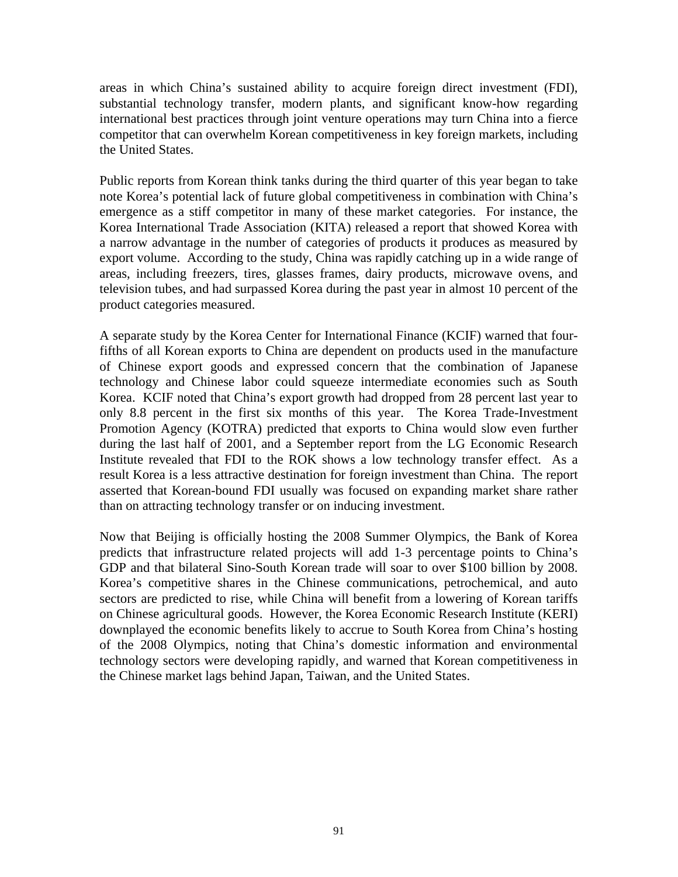areas in which China's sustained ability to acquire foreign direct investment (FDI), substantial technology transfer, modern plants, and significant know-how regarding international best practices through joint venture operations may turn China into a fierce competitor that can overwhelm Korean competitiveness in key foreign markets, including the United States.

Public reports from Korean think tanks during the third quarter of this year began to take note Korea's potential lack of future global competitiveness in combination with China's emergence as a stiff competitor in many of these market categories. For instance, the Korea International Trade Association (KITA) released a report that showed Korea with a narrow advantage in the number of categories of products it produces as measured by export volume. According to the study, China was rapidly catching up in a wide range of areas, including freezers, tires, glasses frames, dairy products, microwave ovens, and television tubes, and had surpassed Korea during the past year in almost 10 percent of the product categories measured.

A separate study by the Korea Center for International Finance (KCIF) warned that four-fifths of all Korean exports to China are dependent on products used in the manufacture of Chinese export goods and expressed concern that the combination of Japanese technology and Chinese labor could squeeze intermediate economies such as South Korea. KCIF noted that China's export growth had dropped from 28 percent last year to only 8.8 percent in the first six months of this year. The Korea Trade-Investment Promotion Agency (KOTRA) predicted that exports to China would slow even further during the last half of 2001, and a September report from the LG Economic Research Institute revealed that FDI to the ROK shows a low technology transfer effect. As a result Korea is a less attractive destination for foreign investment than China. The report asserted that Korean-bound FDI usually was focused on expanding market share rather than on attracting technology transfer or on inducing investment.

Now that Beijing is officially hosting the 2008 Summer Olympics, the Bank of Korea predicts that infrastructure related projects will add 1-3 percentage points to China's GDP and that bilateral Sino-South Korean trade will soar to over $100 billion by 2008. Korea's competitive shares in the Chinese communications, petrochemical, and auto sectors are predicted to rise, while China will benefit from a lowering of Korean tariffs on Chinese agricultural goods. However, the Korea Economic Research Institute (KERI) downplayed the economic benefits likely to accrue to South Korea from China's hosting of the 2008 Olympics, noting that China's domestic information and environmental technology sectors were developing rapidly, and warned that Korean competitiveness in the Chinese market lags behind Japan, Taiwan, and the United States.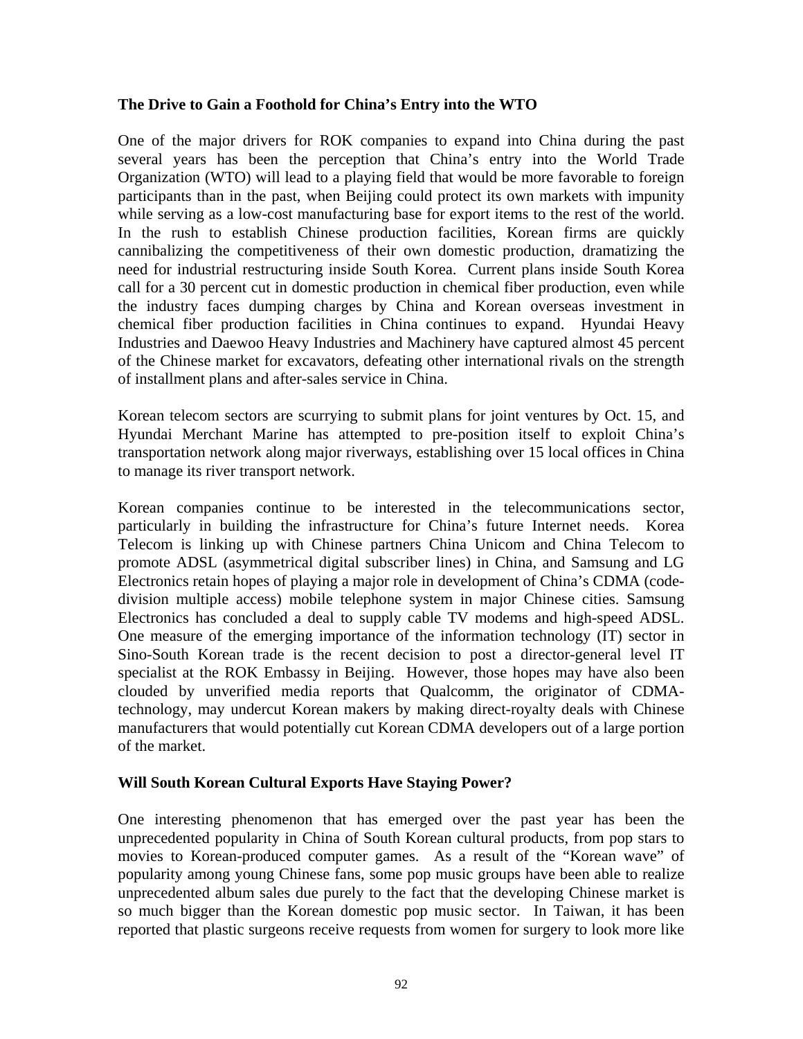**The Drive to Gain a Foothold for China's Entry into the WTO**

One of the major drivers for ROK companies to expand into China during the past several years has been the perception that China's entry into the World Trade Organization (WTO) will lead to a playing field that would be more favorable to foreign participants than in the past, when Beijing could protect its own markets with impunity while serving as a low-cost manufacturing base for export items to the rest of the world. In the rush to establish Chinese production facilities, Korean firms are quickly cannibalizing the competitiveness of their own domestic production, dramatizing the need for industrial restructuring inside South Korea. Current plans inside South Korea call for a 30 percent cut in domestic production in chemical fiber production, even while the industry faces dumping charges by China and Korean overseas investment in chemical fiber production facilities in China continues to expand. Hyundai Heavy Industries and Daewoo Heavy Industries and Machinery have captured almost 45 percent of the Chinese market for excavators, defeating other international rivals on the strength of installment plans and after-sales service in China.

Korean telecom sectors are scurrying to submit plans for joint ventures by Oct. 15, and Hyundai Merchant Marine has attempted to pre-position itself to exploit China's transportation network along major riverways, establishing over 15 local offices in China to manage its river transport network.

Korean companies continue to be interested in the telecommunications sector, particularly in building the infrastructure for China's future Internet needs. Korea Telecom is linking up with Chinese partners China Unicom and China Telecom to promote ADSL (asymmetrical digital subscriber lines) in China, and Samsung and LG Electronics retain hopes of playing a major role in development of China's CDMA (code-division multiple access) mobile telephone system in major Chinese cities. Samsung Electronics has concluded a deal to supply cable TV modems and high-speed ADSL. One measure of the emerging importance of the information technology (IT) sector in Sino-South Korean trade is the recent decision to post a director-general level IT specialist at the ROK Embassy in Beijing. However, those hopes may have also been clouded by unverified media reports that Qualcomm, the originator of CDMA-technology, may undercut Korean makers by making direct-royalty deals with Chinese manufacturers that would potentially cut Korean CDMA developers out of a large portion of the market.

**Will South Korean Cultural Exports Have Staying Power?**

One interesting phenomenon that has emerged over the past year has been the unprecedented popularity in China of South Korean cultural products, from pop stars to movies to Korean-produced computer games. As a result of the "Korean wave" of popularity among young Chinese fans, some pop music groups have been able to realize unprecedented album sales due purely to the fact that the developing Chinese market is so much bigger than the Korean domestic pop music sector. In Taiwan, it has been reported that plastic surgeons receive requests from women for surgery to look more like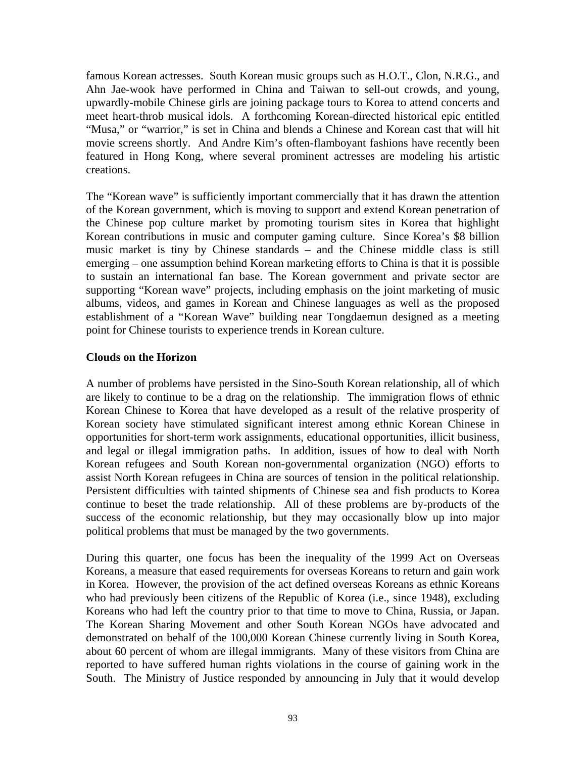famous Korean actresses. South Korean music groups such as H.O.T., Clon, N.R.G., and Ahn Jae-wook have performed in China and Taiwan to sell-out crowds, and young, upwardly-mobile Chinese girls are joining package tours to Korea to attend concerts and meet heart-throb musical idols. A forthcoming Korean-directed historical epic entitled "Musa," or "warrior," is set in China and blends a Chinese and Korean cast that will hit movie screens shortly. And Andre Kim's often-flamboyant fashions have recently been featured in Hong Kong, where several prominent actresses are modeling his artistic creations.

The "Korean wave" is sufficiently important commercially that it has drawn the attention of the Korean government, which is moving to support and extend Korean penetration of the Chinese pop culture market by promoting tourism sites in Korea that highlight Korean contributions in music and computer gaming culture. Since Korea's $8 billion music market is tiny by Chinese standards – and the Chinese middle class is still emerging – one assumption behind Korean marketing efforts to China is that it is possible to sustain an international fan base. The Korean government and private sector are supporting "Korean wave" projects, including emphasis on the joint marketing of music albums, videos, and games in Korean and Chinese languages as well as the proposed establishment of a "Korean Wave" building near Tongdaemun designed as a meeting point for Chinese tourists to experience trends in Korean culture.

**Clouds on the Horizon**

A number of problems have persisted in the Sino-South Korean relationship, all of which are likely to continue to be a drag on the relationship. The immigration flows of ethnic Korean Chinese to Korea that have developed as a result of the relative prosperity of Korean society have stimulated significant interest among ethnic Korean Chinese in opportunities for short-term work assignments, educational opportunities, illicit business, and legal or illegal immigration paths. In addition, issues of how to deal with North Korean refugees and South Korean non-governmental organization (NGO) efforts to assist North Korean refugees in China are sources of tension in the political relationship. Persistent difficulties with tainted shipments of Chinese sea and fish products to Korea continue to beset the trade relationship. All of these problems are by-products of the success of the economic relationship, but they may occasionally blow up into major political problems that must be managed by the two governments.

During this quarter, one focus has been the inequality of the 1999 Act on Overseas Koreans, a measure that eased requirements for overseas Koreans to return and gain work in Korea. However, the provision of the act defined overseas Koreans as ethnic Koreans who had previously been citizens of the Republic of Korea (i.e., since 1948), excluding Koreans who had left the country prior to that time to move to China, Russia, or Japan. The Korean Sharing Movement and other South Korean NGOs have advocated and demonstrated on behalf of the 100,000 Korean Chinese currently living in South Korea, about 60 percent of whom are illegal immigrants. Many of these visitors from China are reported to have suffered human rights violations in the course of gaining work in the South. The Ministry of Justice responded by announcing in July that it would develop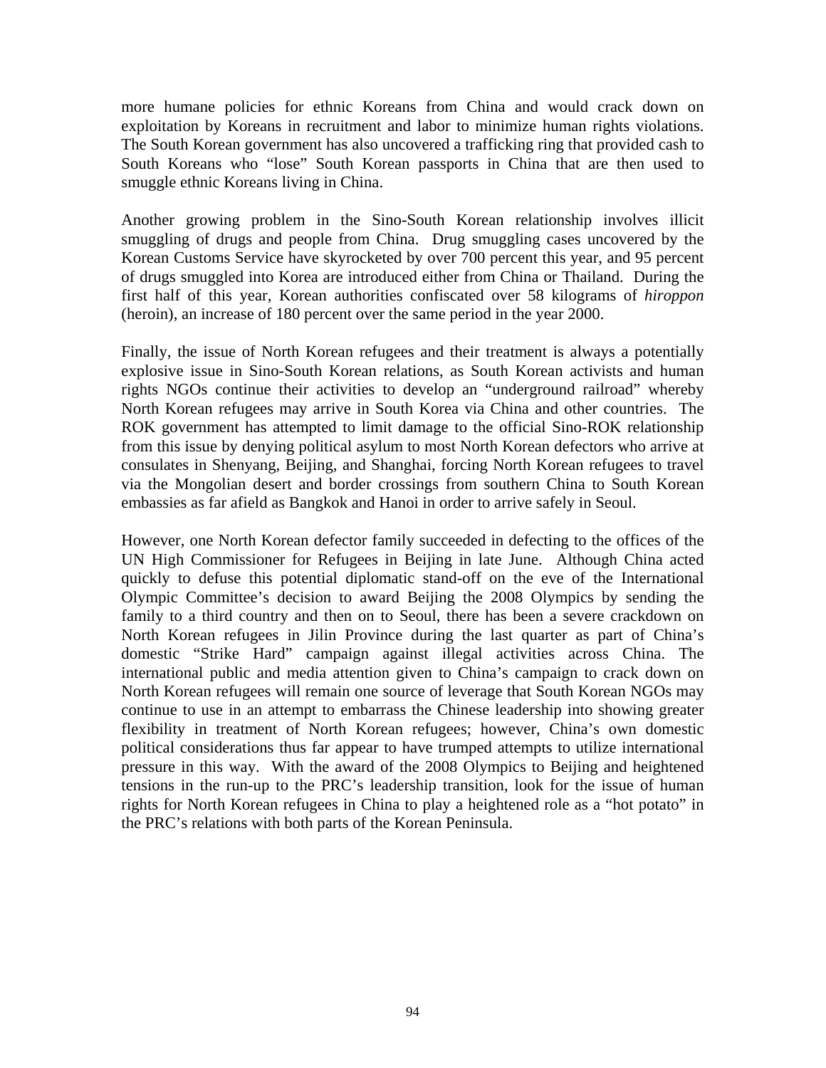more humane policies for ethnic Koreans from China and would crack down on exploitation by Koreans in recruitment and labor to minimize human rights violations. The South Korean government has also uncovered a trafficking ring that provided cash to South Koreans who "lose" South Korean passports in China that are then used to smuggle ethnic Koreans living in China.

Another growing problem in the Sino-South Korean relationship involves illicit smuggling of drugs and people from China. Drug smuggling cases uncovered by the Korean Customs Service have skyrocketed by over 700 percent this year, and 95 percent of drugs smuggled into Korea are introduced either from China or Thailand. During the first half of this year, Korean authorities confiscated over 58 kilograms of *hiroppon* (heroin), an increase of 180 percent over the same period in the year 2000.

Finally, the issue of North Korean refugees and their treatment is always a potentially explosive issue in Sino-South Korean relations, as South Korean activists and human rights NGOs continue their activities to develop an "underground railroad" whereby North Korean refugees may arrive in South Korea via China and other countries. The ROK government has attempted to limit damage to the official Sino-ROK relationship from this issue by denying political asylum to most North Korean defectors who arrive at consulates in Shenyang, Beijing, and Shanghai, forcing North Korean refugees to travel via the Mongolian desert and border crossings from southern China to South Korean embassies as far afield as Bangkok and Hanoi in order to arrive safely in Seoul.

However, one North Korean defector family succeeded in defecting to the offices of the UN High Commissioner for Refugees in Beijing in late June. Although China acted quickly to defuse this potential diplomatic stand-off on the eve of the International Olympic Committee's decision to award Beijing the 2008 Olympics by sending the family to a third country and then on to Seoul, there has been a severe crackdown on North Korean refugees in Jilin Province during the last quarter as part of China's domestic "Strike Hard" campaign against illegal activities across China. The international public and media attention given to China's campaign to crack down on North Korean refugees will remain one source of leverage that South Korean NGOs may continue to use in an attempt to embarrass the Chinese leadership into showing greater flexibility in treatment of North Korean refugees; however, China's own domestic political considerations thus far appear to have trumped attempts to utilize international pressure in this way. With the award of the 2008 Olympics to Beijing and heightened tensions in the run-up to the PRC's leadership transition, look for the issue of human rights for North Korean refugees in China to play a heightened role as a "hot potato" in the PRC's relations with both parts of the Korean Peninsula.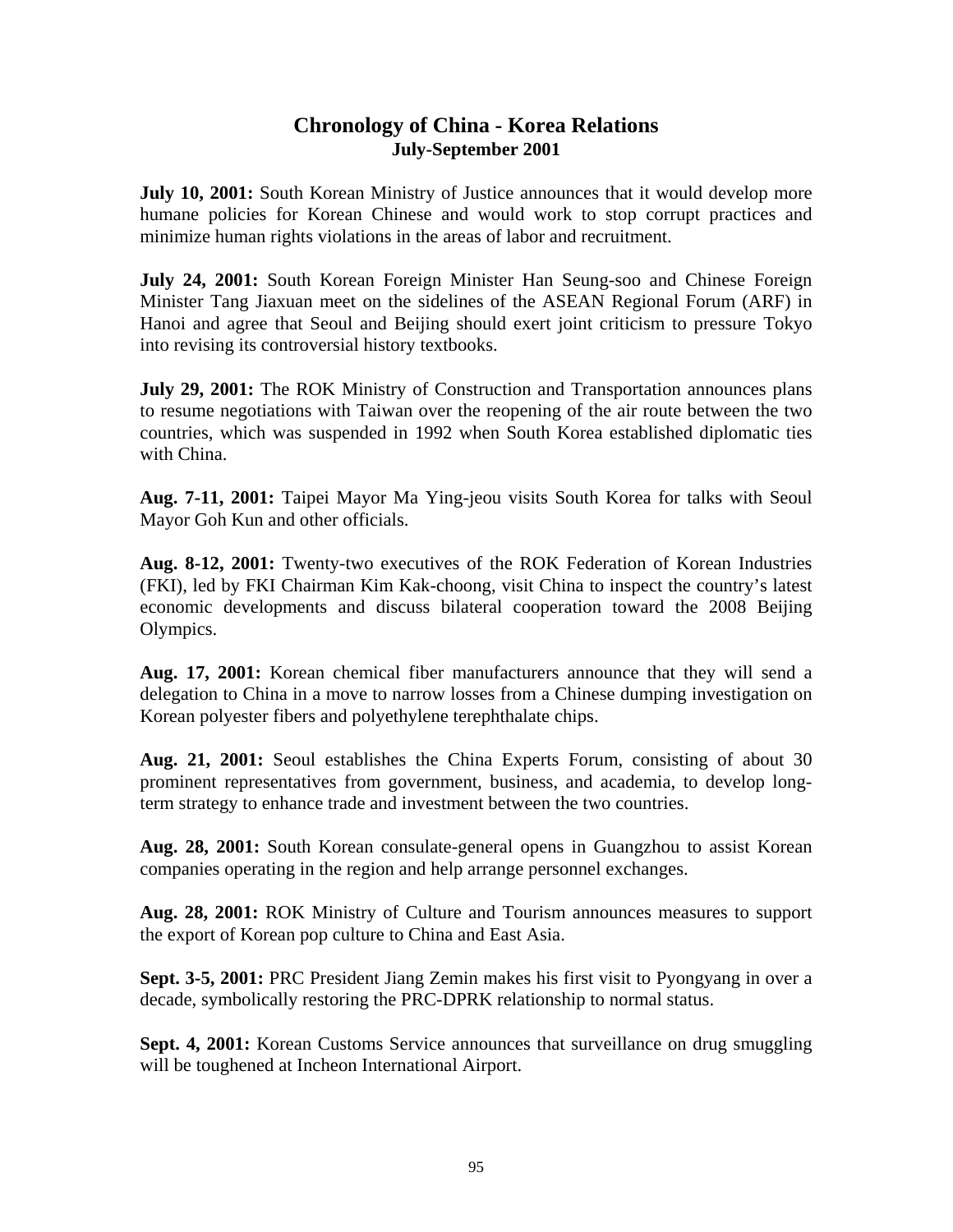# Chronology of China - Korea Relations
## July-September 2001

**July 10, 2001:** South Korean Ministry of Justice announces that it would develop more humane policies for Korean Chinese and would work to stop corrupt practices and minimize human rights violations in the areas of labor and recruitment.

**July 24, 2001:** South Korean Foreign Minister Han Seung-soo and Chinese Foreign Minister Tang Jiaxuan meet on the sidelines of the ASEAN Regional Forum (ARF) in Hanoi and agree that Seoul and Beijing should exert joint criticism to pressure Tokyo into revising its controversial history textbooks.

**July 29, 2001:** The ROK Ministry of Construction and Transportation announces plans to resume negotiations with Taiwan over the reopening of the air route between the two countries, which was suspended in 1992 when South Korea established diplomatic ties with China.

**Aug. 7-11, 2001:** Taipei Mayor Ma Ying-jeou visits South Korea for talks with Seoul Mayor Goh Kun and other officials.

**Aug. 8-12, 2001:** Twenty-two executives of the ROK Federation of Korean Industries (FKI), led by FKI Chairman Kim Kak-choong, visit China to inspect the country's latest economic developments and discuss bilateral cooperation toward the 2008 Beijing Olympics.

**Aug. 17, 2001:** Korean chemical fiber manufacturers announce that they will send a delegation to China in a move to narrow losses from a Chinese dumping investigation on Korean polyester fibers and polyethylene terephthalate chips.

**Aug. 21, 2001:** Seoul establishes the China Experts Forum, consisting of about 30 prominent representatives from government, business, and academia, to develop long-term strategy to enhance trade and investment between the two countries.

**Aug. 28, 2001:** South Korean consulate-general opens in Guangzhou to assist Korean companies operating in the region and help arrange personnel exchanges.

**Aug. 28, 2001:** ROK Ministry of Culture and Tourism announces measures to support the export of Korean pop culture to China and East Asia.

**Sept. 3-5, 2001:** PRC President Jiang Zemin makes his first visit to Pyongyang in over a decade, symbolically restoring the PRC-DPRK relationship to normal status.

**Sept. 4, 2001:** Korean Customs Service announces that surveillance on drug smuggling will be toughened at Incheon International Airport.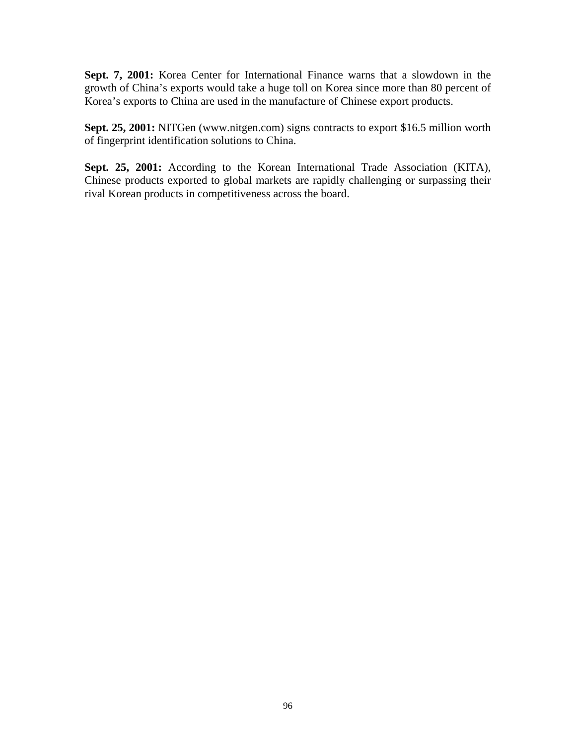**Sept. 7, 2001:** Korea Center for International Finance warns that a slowdown in the growth of China's exports would take a huge toll on Korea since more than 80 percent of Korea's exports to China are used in the manufacture of Chinese export products.

**Sept. 25, 2001:** NITGen (www.nitgen.com) signs contracts to export $16.5 million worth of fingerprint identification solutions to China.

**Sept. 25, 2001:** According to the Korean International Trade Association (KITA), Chinese products exported to global markets are rapidly challenging or surpassing their rival Korean products in competitiveness across the board.